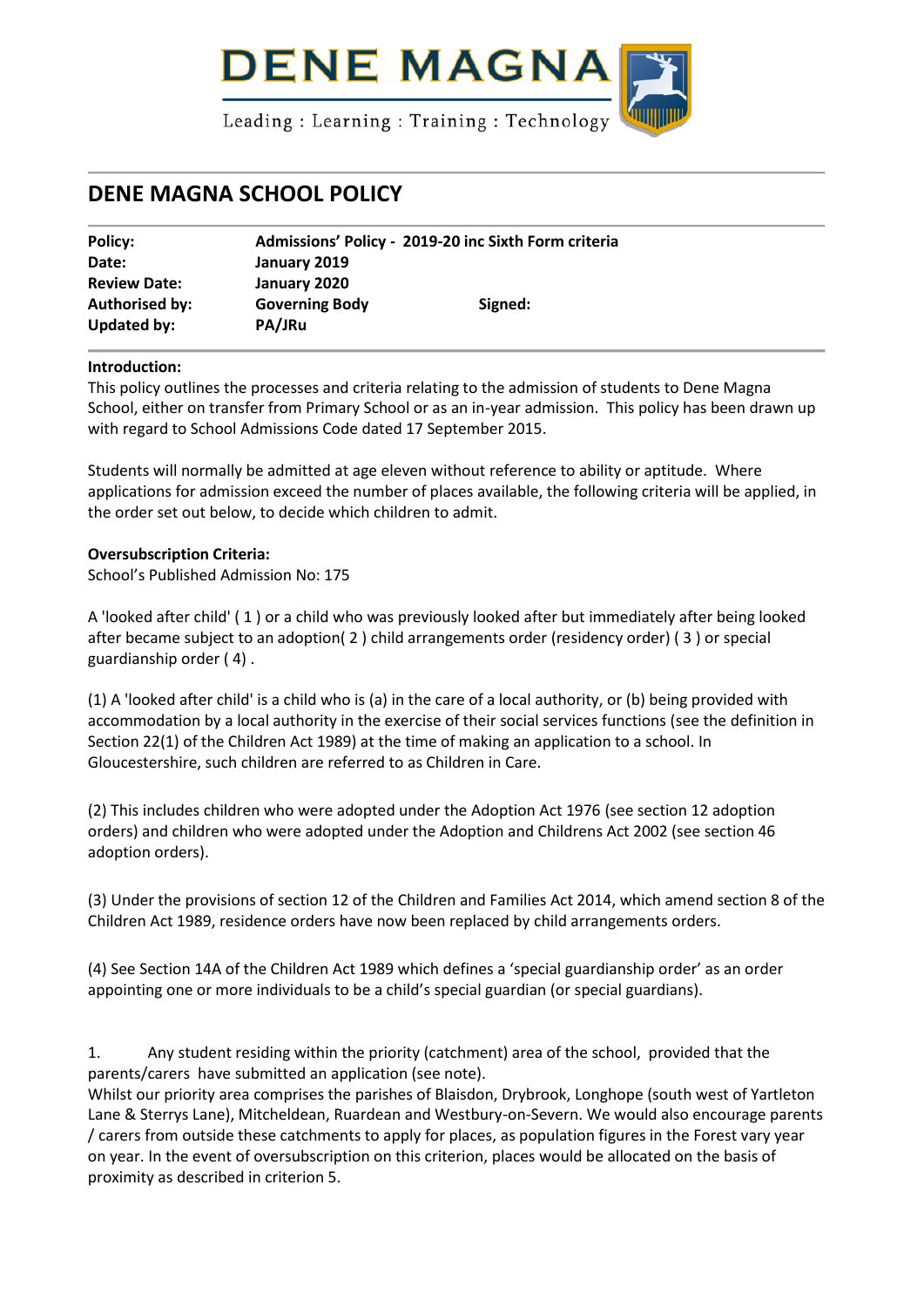DENE MAGNA

Leading : Learning : Training : Technology

# DENE MAGNA SCHOOL POLICY

| | | | |
|---|---|---|---|
| **Policy:** | **Admissions' Policy - 2019-20 inc Sixth Form criteria** | | |
| **Date:** | **January 2019** | | |
| **Review Date:** | **January 2020** | | |
| **Authorised by:** | **Governing Body** | **Signed:** | |
| **Updated by:** | **PA/JRu** | | |

**Introduction:**

This policy outlines the processes and criteria relating to the admission of students to Dene Magna School, either on transfer from Primary School or as an in-year admission. This policy has been drawn up with regard to School Admissions Code dated 17 September 2015.

Students will normally be admitted at age eleven without reference to ability or aptitude. Where applications for admission exceed the number of places available, the following criteria will be applied, in the order set out below, to decide which children to admit.

**Oversubscription Criteria:**

School's Published Admission No: 175

A 'looked after child' ( 1 ) or a child who was previously looked after but immediately after being looked after became subject to an adoption( 2 ) child arrangements order (residency order) ( 3 ) or special guardianship order ( 4) .

(1) A 'looked after child' is a child who is (a) in the care of a local authority, or (b) being provided with accommodation by a local authority in the exercise of their social services functions (see the definition in Section 22(1) of the Children Act 1989) at the time of making an application to a school. In Gloucestershire, such children are referred to as Children in Care.

(2) This includes children who were adopted under the Adoption Act 1976 (see section 12 adoption orders) and children who were adopted under the Adoption and Childrens Act 2002 (see section 46 adoption orders).

(3) Under the provisions of section 12 of the Children and Families Act 2014, which amend section 8 of the Children Act 1989, residence orders have now been replaced by child arrangements orders.

(4) See Section 14A of the Children Act 1989 which defines a 'special guardianship order' as an order appointing one or more individuals to be a child's special guardian (or special guardians).

1. Any student residing within the priority (catchment) area of the school, provided that the parents/carers have submitted an application (see note).

Whilst our priority area comprises the parishes of Blaisdon, Drybrook, Longhope (south west of Yartleton Lane & Sterrys Lane), Mitcheldean, Ruardean and Westbury-on-Severn. We would also encourage parents / carers from outside these catchments to apply for places, as population figures in the Forest vary year on year. In the event of oversubscription on this criterion, places would be allocated on the basis of proximity as described in criterion 5.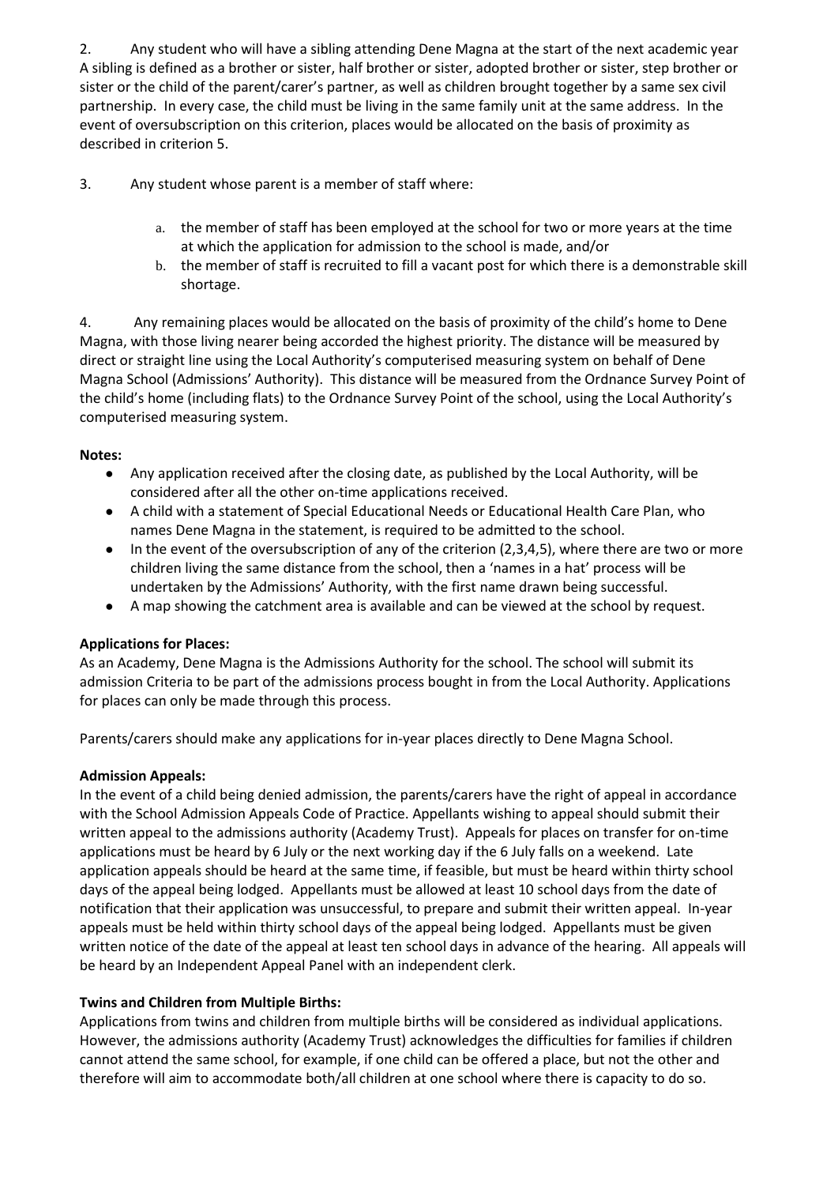2. Any student who will have a sibling attending Dene Magna at the start of the next academic year
A sibling is defined as a brother or sister, half brother or sister, adopted brother or sister, step brother or sister or the child of the parent/carer's partner, as well as children brought together by a same sex civil partnership. In every case, the child must be living in the same family unit at the same address. In the event of oversubscription on this criterion, places would be allocated on the basis of proximity as described in criterion 5.

3. Any student whose parent is a member of staff where:

   a. the member of staff has been employed at the school for two or more years at the time at which the application for admission to the school is made, and/or
   b. the member of staff is recruited to fill a vacant post for which there is a demonstrable skill shortage.

4. Any remaining places would be allocated on the basis of proximity of the child's home to Dene Magna, with those living nearer being accorded the highest priority. The distance will be measured by direct or straight line using the Local Authority's computerised measuring system on behalf of Dene Magna School (Admissions' Authority). This distance will be measured from the Ordnance Survey Point of the child's home (including flats) to the Ordnance Survey Point of the school, using the Local Authority's computerised measuring system.

**Notes:**

- Any application received after the closing date, as published by the Local Authority, will be considered after all the other on-time applications received.
- A child with a statement of Special Educational Needs or Educational Health Care Plan, who names Dene Magna in the statement, is required to be admitted to the school.
- In the event of the oversubscription of any of the criterion (2,3,4,5), where there are two or more children living the same distance from the school, then a 'names in a hat' process will be undertaken by the Admissions' Authority, with the first name drawn being successful.
- A map showing the catchment area is available and can be viewed at the school by request.

**Applications for Places:**
As an Academy, Dene Magna is the Admissions Authority for the school. The school will submit its admission Criteria to be part of the admissions process bought in from the Local Authority. Applications for places can only be made through this process.

Parents/carers should make any applications for in-year places directly to Dene Magna School.

**Admission Appeals:**
In the event of a child being denied admission, the parents/carers have the right of appeal in accordance with the School Admission Appeals Code of Practice. Appellants wishing to appeal should submit their written appeal to the admissions authority (Academy Trust). Appeals for places on transfer for on-time applications must be heard by 6 July or the next working day if the 6 July falls on a weekend. Late application appeals should be heard at the same time, if feasible, but must be heard within thirty school days of the appeal being lodged. Appellants must be allowed at least 10 school days from the date of notification that their application was unsuccessful, to prepare and submit their written appeal. In-year appeals must be held within thirty school days of the appeal being lodged. Appellants must be given written notice of the date of the appeal at least ten school days in advance of the hearing. All appeals will be heard by an Independent Appeal Panel with an independent clerk.

**Twins and Children from Multiple Births:**
Applications from twins and children from multiple births will be considered as individual applications. However, the admissions authority (Academy Trust) acknowledges the difficulties for families if children cannot attend the same school, for example, if one child can be offered a place, but not the other and therefore will aim to accommodate both/all children at one school where there is capacity to do so.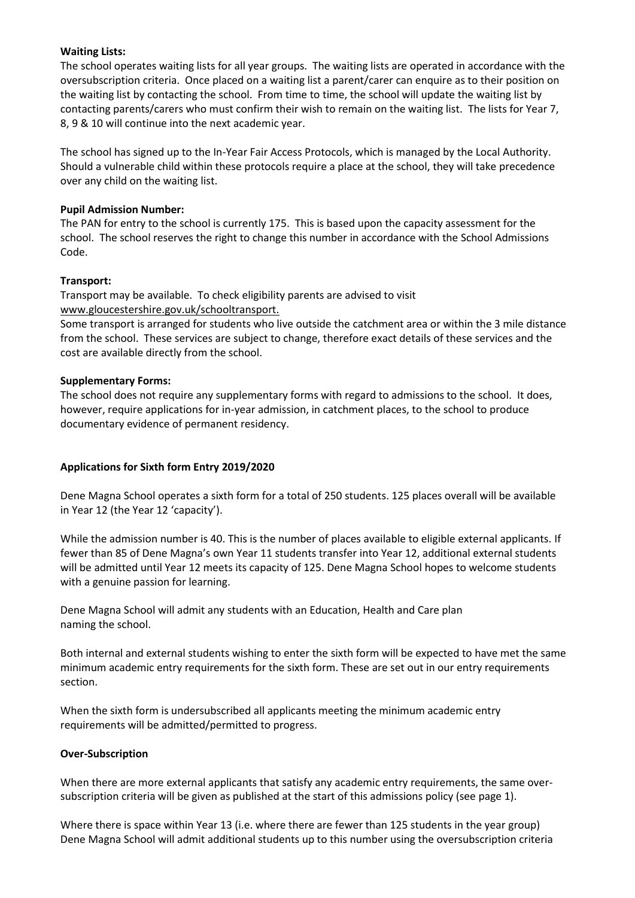**Waiting Lists:**
The school operates waiting lists for all year groups. The waiting lists are operated in accordance with the oversubscription criteria. Once placed on a waiting list a parent/carer can enquire as to their position on the waiting list by contacting the school. From time to time, the school will update the waiting list by contacting parents/carers who must confirm their wish to remain on the waiting list. The lists for Year 7, 8, 9 & 10 will continue into the next academic year.

The school has signed up to the In-Year Fair Access Protocols, which is managed by the Local Authority. Should a vulnerable child within these protocols require a place at the school, they will take precedence over any child on the waiting list.

**Pupil Admission Number:**
The PAN for entry to the school is currently 175. This is based upon the capacity assessment for the school. The school reserves the right to change this number in accordance with the School Admissions Code.

**Transport:**
Transport may be available. To check eligibility parents are advised to visit www.gloucestershire.gov.uk/schooltransport.
Some transport is arranged for students who live outside the catchment area or within the 3 mile distance from the school. These services are subject to change, therefore exact details of these services and the cost are available directly from the school.

**Supplementary Forms:**
The school does not require any supplementary forms with regard to admissions to the school. It does, however, require applications for in-year admission, in catchment places, to the school to produce documentary evidence of permanent residency.

**Applications for Sixth form Entry 2019/2020**

Dene Magna School operates a sixth form for a total of 250 students. 125 places overall will be available in Year 12 (the Year 12 'capacity').

While the admission number is 40. This is the number of places available to eligible external applicants. If fewer than 85 of Dene Magna's own Year 11 students transfer into Year 12, additional external students will be admitted until Year 12 meets its capacity of 125. Dene Magna School hopes to welcome students with a genuine passion for learning.

Dene Magna School will admit any students with an Education, Health and Care plan naming the school.

Both internal and external students wishing to enter the sixth form will be expected to have met the same minimum academic entry requirements for the sixth form. These are set out in our entry requirements section.

When the sixth form is undersubscribed all applicants meeting the minimum academic entry requirements will be admitted/permitted to progress.

**Over-Subscription**

When there are more external applicants that satisfy any academic entry requirements, the same over-subscription criteria will be given as published at the start of this admissions policy (see page 1).

Where there is space within Year 13 (i.e. where there are fewer than 125 students in the year group) Dene Magna School will admit additional students up to this number using the oversubscription criteria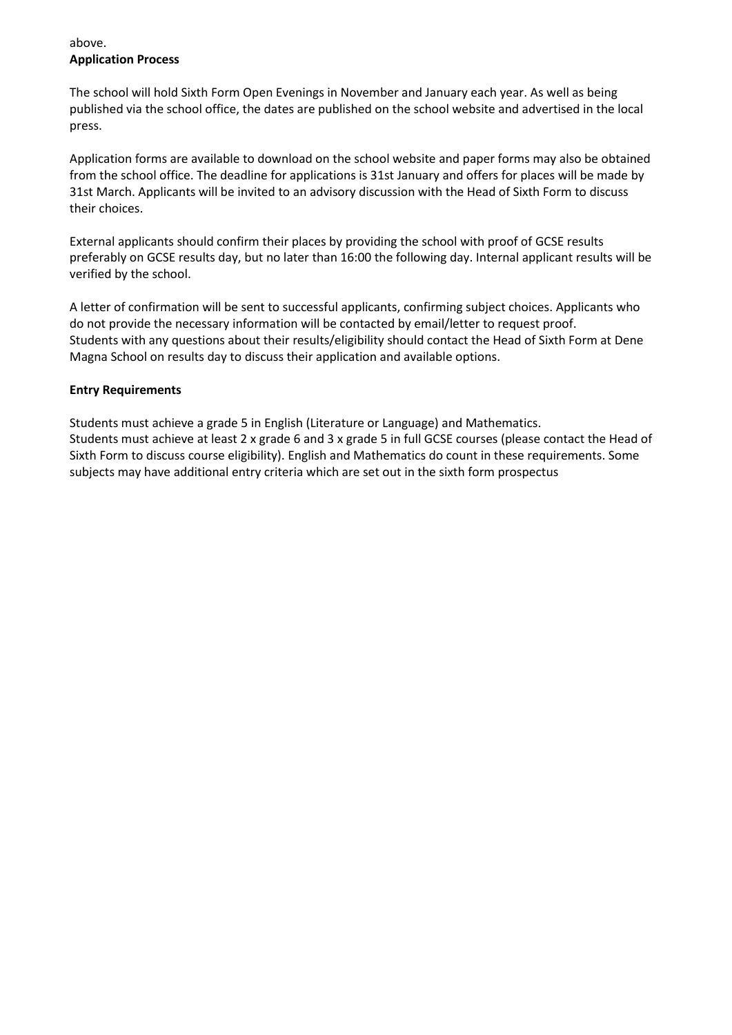above.

**Application Process**

The school will hold Sixth Form Open Evenings in November and January each year. As well as being published via the school office, the dates are published on the school website and advertised in the local press.

Application forms are available to download on the school website and paper forms may also be obtained from the school office. The deadline for applications is 31st January and offers for places will be made by 31st March. Applicants will be invited to an advisory discussion with the Head of Sixth Form to discuss their choices.

External applicants should confirm their places by providing the school with proof of GCSE results preferably on GCSE results day, but no later than 16:00 the following day. Internal applicant results will be verified by the school.

A letter of confirmation will be sent to successful applicants, confirming subject choices. Applicants who do not provide the necessary information will be contacted by email/letter to request proof.
Students with any questions about their results/eligibility should contact the Head of Sixth Form at Dene Magna School on results day to discuss their application and available options.

**Entry Requirements**

Students must achieve a grade 5 in English (Literature or Language) and Mathematics.
Students must achieve at least 2 x grade 6 and 3 x grade 5 in full GCSE courses (please contact the Head of Sixth Form to discuss course eligibility). English and Mathematics do count in these requirements. Some subjects may have additional entry criteria which are set out in the sixth form prospectus